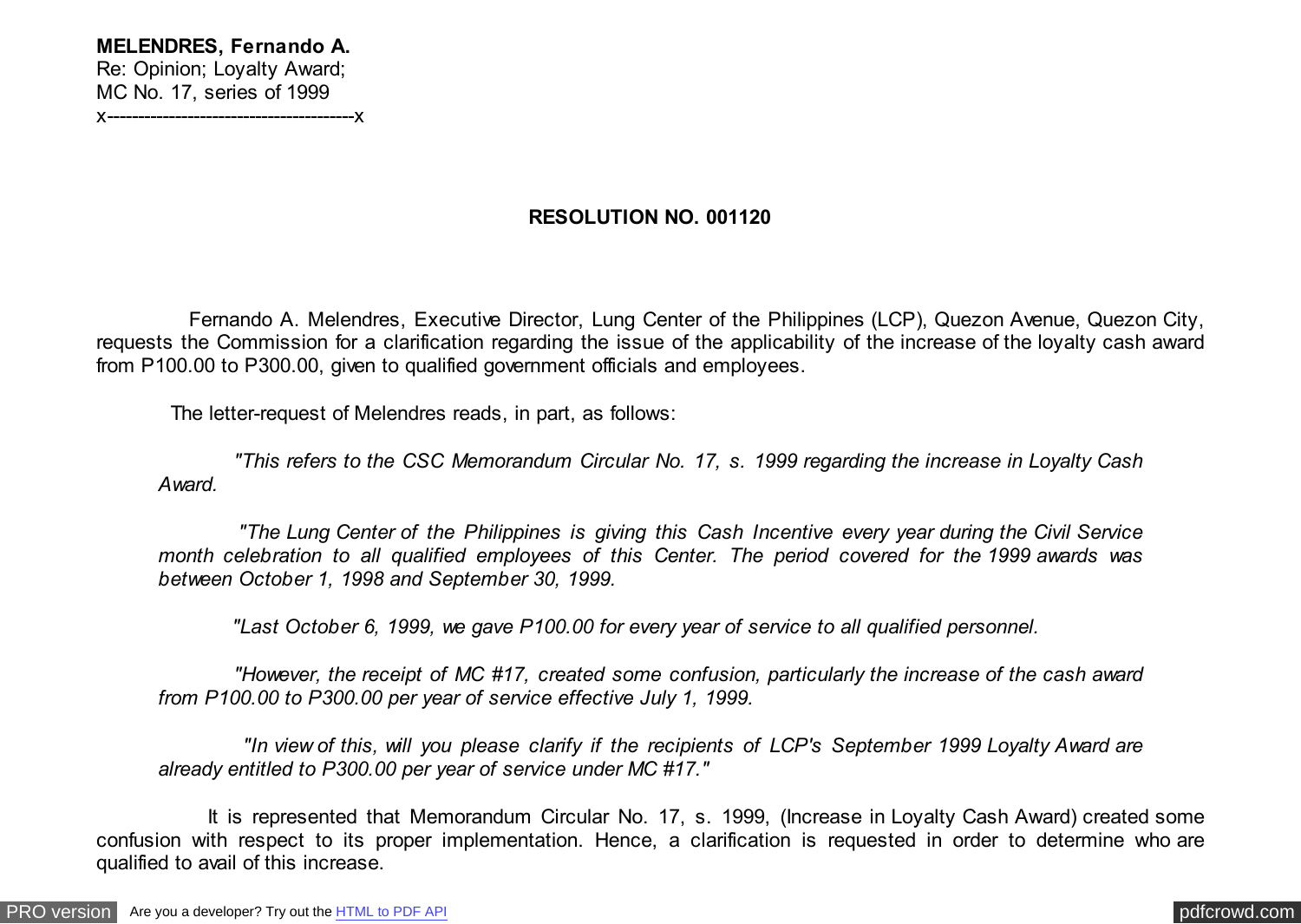**MELENDRES, Fernando A.**
Re: Opinion; Loyalty Award;
MC No. 17, series of 1999
x----------------------------------------x

**RESOLUTION NO. 001120**

Fernando A. Melendres, Executive Director, Lung Center of the Philippines (LCP), Quezon Avenue, Quezon City, requests the Commission for a clarification regarding the issue of the applicability of the increase of the loyalty cash award from P100.00 to P300.00, given to qualified government officials and employees.

The letter-request of Melendres reads, in part, as follows:

> *"This refers to the CSC Memorandum Circular No. 17, s. 1999 regarding the increase in Loyalty Cash Award.*
>
> *"The Lung Center of the Philippines is giving this Cash Incentive every year during the Civil Service month celebration to all qualified employees of this Center. The period covered for the 1999 awards was between October 1, 1998 and September 30, 1999.*
>
> *"Last October 6, 1999, we gave P100.00 for every year of service to all qualified personnel.*
>
> *"However, the receipt of MC #17, created some confusion, particularly the increase of the cash award from P100.00 to P300.00 per year of service effective July 1, 1999.*
>
> *"In view of this, will you please clarify if the recipients of LCP's September 1999 Loyalty Award are already entitled to P300.00 per year of service under MC #17."*

It is represented that Memorandum Circular No. 17, s. 1999, (Increase in Loyalty Cash Award) created some confusion with respect to its proper implementation. Hence, a clarification is requested in order to determine who are qualified to avail of this increase.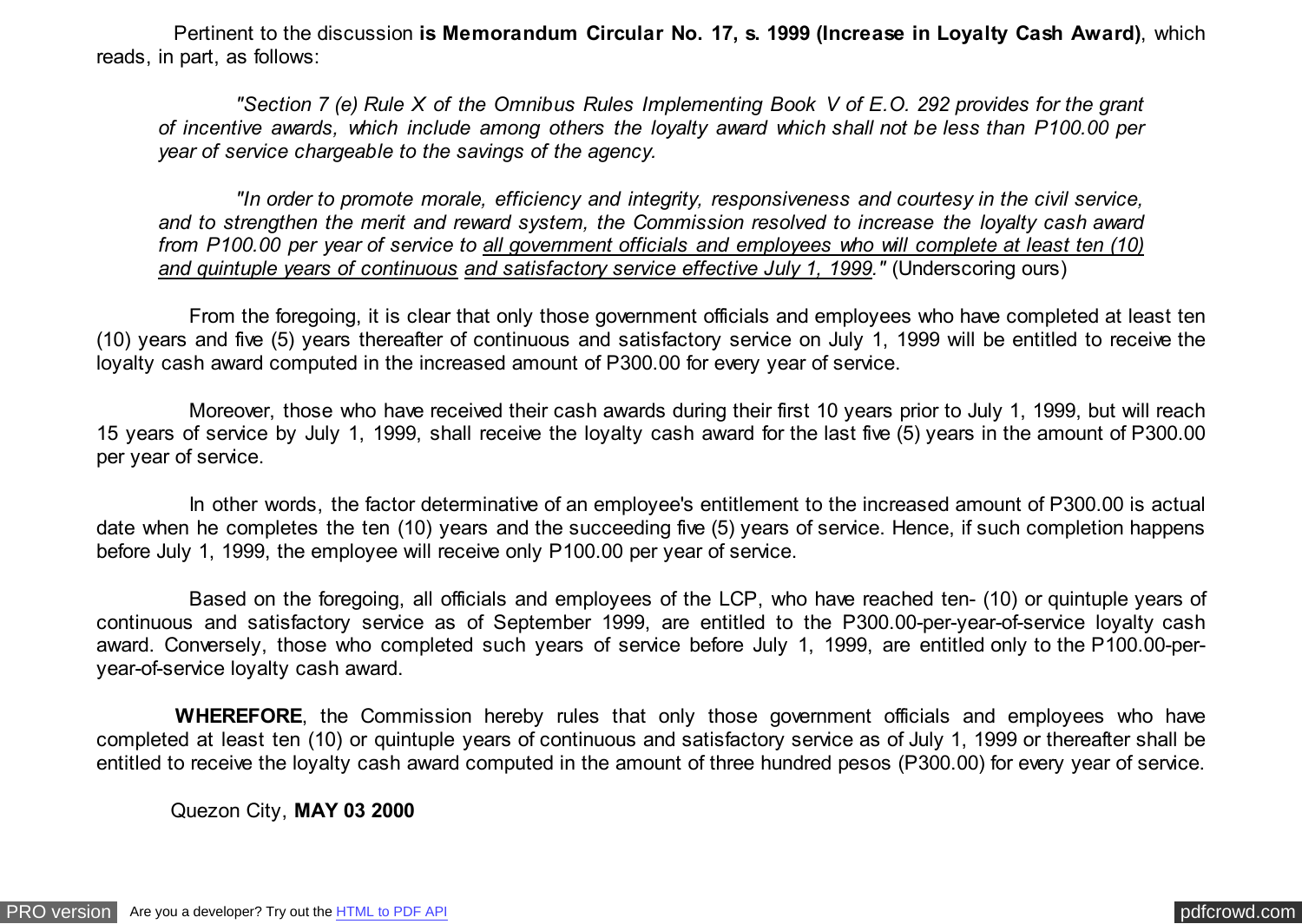Pertinent to the discussion **is Memorandum Circular No. 17, s. 1999 (Increase in Loyalty Cash Award)**, which reads, in part, as follows:

> *"Section 7 (e) Rule X of the Omnibus Rules Implementing Book V of E.O. 292 provides for the grant of incentive awards, which include among others the loyalty award which shall not be less than P100.00 per year of service chargeable to the savings of the agency.*
>
> *"In order to promote morale, efficiency and integrity, responsiveness and courtesy in the civil service, and to strengthen the merit and reward system, the Commission resolved to increase the loyalty cash award from P100.00 per year of service to <u>all government officials and employees who will complete at least ten (10) and quintuple years of continuous</u> <u>and satisfactory service effective July 1, 1999</u>."* (Underscoring ours)

From the foregoing, it is clear that only those government officials and employees who have completed at least ten (10) years and five (5) years thereafter of continuous and satisfactory service on July 1, 1999 will be entitled to receive the loyalty cash award computed in the increased amount of P300.00 for every year of service.

Moreover, those who have received their cash awards during their first 10 years prior to July 1, 1999, but will reach 15 years of service by July 1, 1999, shall receive the loyalty cash award for the last five (5) years in the amount of P300.00 per year of service.

In other words, the factor determinative of an employee's entitlement to the increased amount of P300.00 is actual date when he completes the ten (10) years and the succeeding five (5) years of service. Hence, if such completion happens before July 1, 1999, the employee will receive only P100.00 per year of service.

Based on the foregoing, all officials and employees of the LCP, who have reached ten- (10) or quintuple years of continuous and satisfactory service as of September 1999, are entitled to the P300.00-per-year-of-service loyalty cash award. Conversely, those who completed such years of service before July 1, 1999, are entitled only to the P100.00-per-year-of-service loyalty cash award.

**WHEREFORE**, the Commission hereby rules that only those government officials and employees who have completed at least ten (10) or quintuple years of continuous and satisfactory service as of July 1, 1999 or thereafter shall be entitled to receive the loyalty cash award computed in the amount of three hundred pesos (P300.00) for every year of service.

Quezon City, **MAY 03 2000**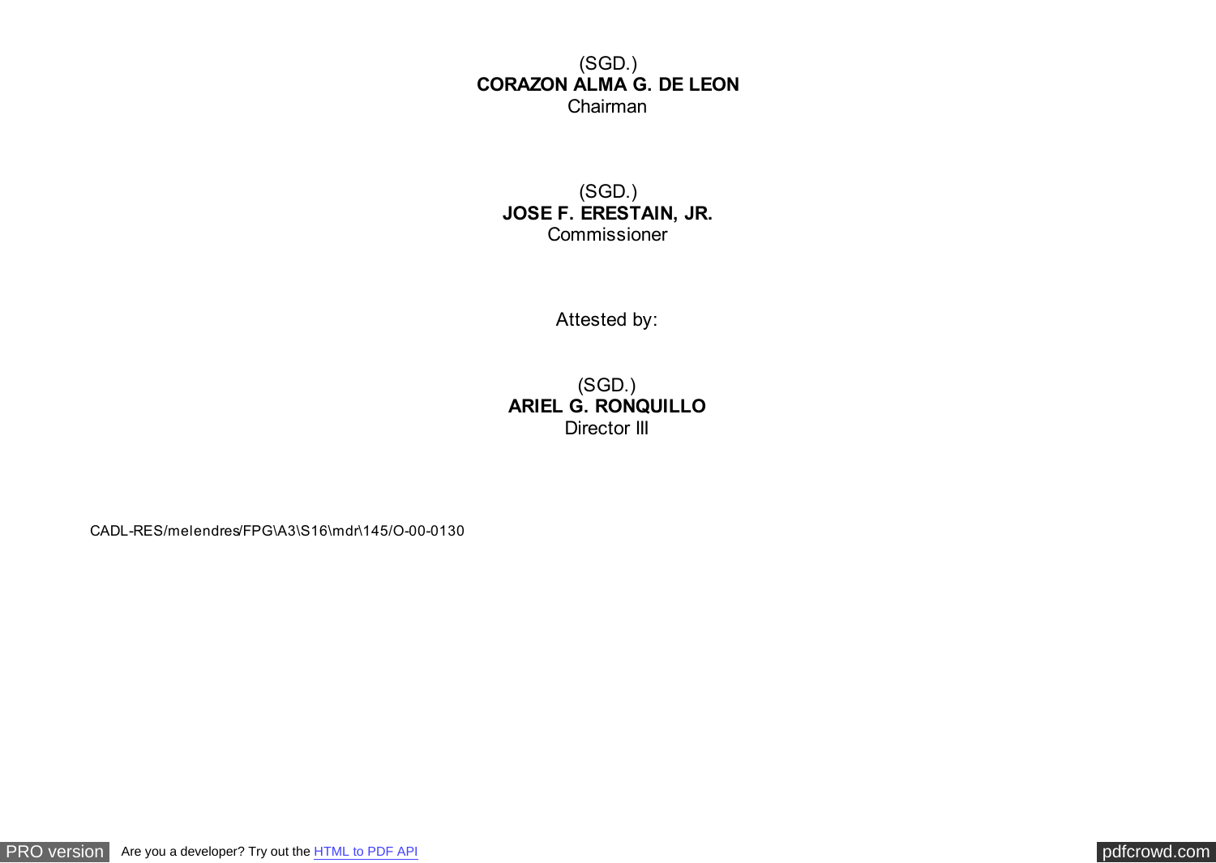(SGD.)
**CORAZON ALMA G. DE LEON**
Chairman

(SGD.)
**JOSE F. ERESTAIN, JR.**
Commissioner

Attested by:

(SGD.)
**ARIEL G. RONQUILLO**
Director III

CADL-RES/melendres/FPG\A3\S16\mdr\145/O-00-0130